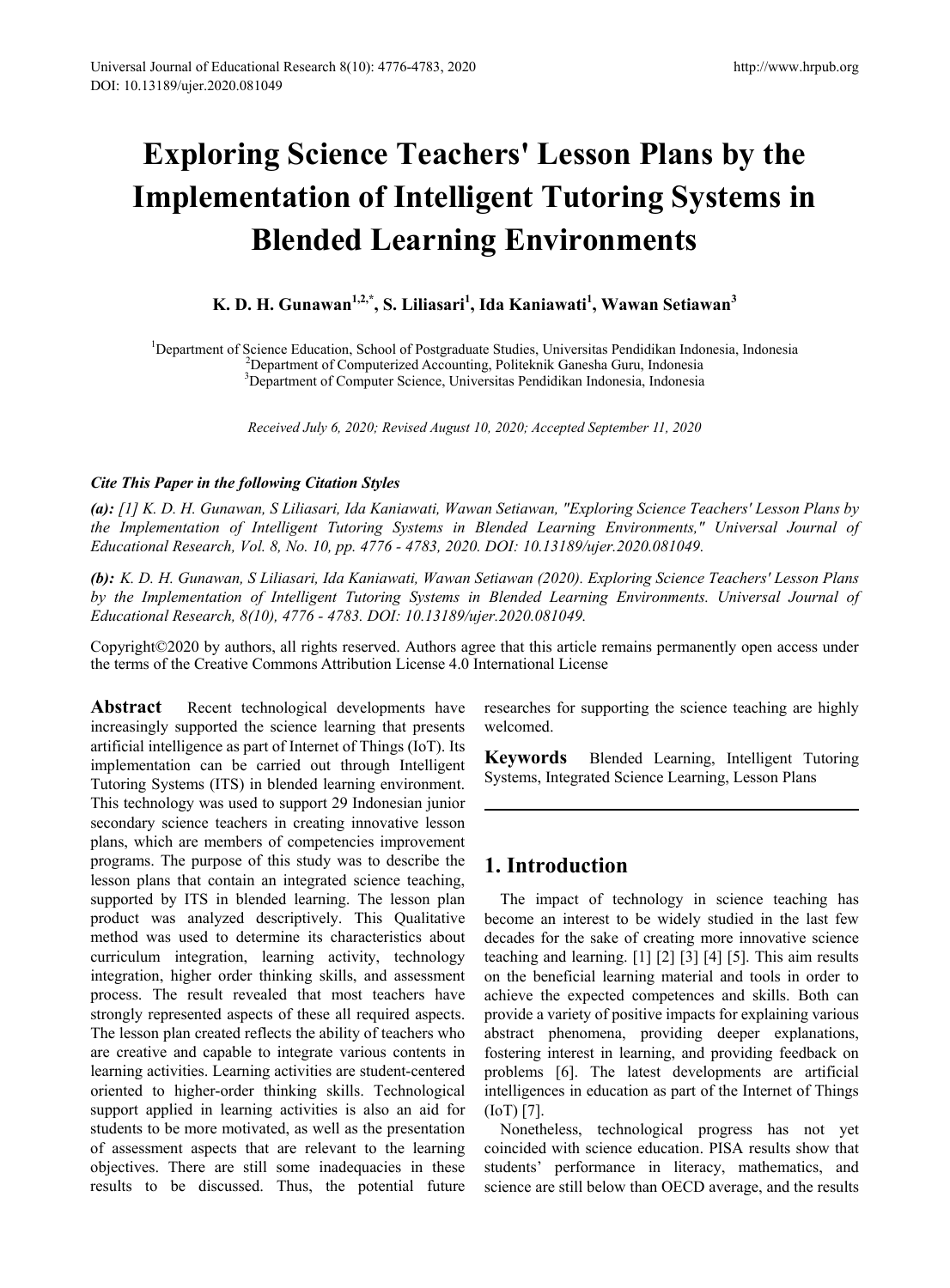# Exploring Science Teachers' Lesson Plans by the Implementation of Intelligent Tutoring Systems in Blended Learning Environments

**K. D. H. Gunawan[1,2,*], S. Liliasari[1], Ida Kaniawati[1], Wawan Setiawan[3]**

[1]Department of Science Education, School of Postgraduate Studies, Universitas Pendidikan Indonesia, Indonesia
[2]Department of Computerized Accounting, Politeknik Ganesha Guru, Indonesia
[3]Department of Computer Science, Universitas Pendidikan Indonesia, Indonesia

*Received July 6, 2020; Revised August 10, 2020; Accepted September 11, 2020*

***Cite This Paper in the following Citation Styles***

***(a):*** *[1] K. D. H. Gunawan, S Liliasari, Ida Kaniawati, Wawan Setiawan, "Exploring Science Teachers' Lesson Plans by the Implementation of Intelligent Tutoring Systems in Blended Learning Environments," Universal Journal of Educational Research, Vol. 8, No. 10, pp. 4776 - 4783, 2020. DOI: 10.13189/ujer.2020.081049.*

***(b):*** *K. D. H. Gunawan, S Liliasari, Ida Kaniawati, Wawan Setiawan (2020). Exploring Science Teachers' Lesson Plans by the Implementation of Intelligent Tutoring Systems in Blended Learning Environments. Universal Journal of Educational Research, 8(10), 4776 - 4783. DOI: 10.13189/ujer.2020.081049.*

Copyright©2020 by authors, all rights reserved. Authors agree that this article remains permanently open access under the terms of the Creative Commons Attribution License 4.0 International License

**Abstract** Recent technological developments have increasingly supported the science learning that presents artificial intelligence as part of Internet of Things (IoT). Its implementation can be carried out through Intelligent Tutoring Systems (ITS) in blended learning environment. This technology was used to support 29 Indonesian junior secondary science teachers in creating innovative lesson plans, which are members of competencies improvement programs. The purpose of this study was to describe the lesson plans that contain an integrated science teaching, supported by ITS in blended learning. The lesson plan product was analyzed descriptively. This Qualitative method was used to determine its characteristics about curriculum integration, learning activity, technology integration, higher order thinking skills, and assessment process. The result revealed that most teachers have strongly represented aspects of these all required aspects. The lesson plan created reflects the ability of teachers who are creative and capable to integrate various contents in learning activities. Learning activities are student-centered oriented to higher-order thinking skills. Technological support applied in learning activities is also an aid for students to be more motivated, as well as the presentation of assessment aspects that are relevant to the learning objectives. There are still some inadequacies in these results to be discussed. Thus, the potential future researches for supporting the science teaching are highly welcomed.

**Keywords** Blended Learning, Intelligent Tutoring Systems, Integrated Science Learning, Lesson Plans

## 1. Introduction

The impact of technology in science teaching has become an interest to be widely studied in the last few decades for the sake of creating more innovative science teaching and learning. [1] [2] [3] [4] [5]. This aim results on the beneficial learning material and tools in order to achieve the expected competences and skills. Both can provide a variety of positive impacts for explaining various abstract phenomena, providing deeper explanations, fostering interest in learning, and providing feedback on problems [6]. The latest developments are artificial intelligences in education as part of the Internet of Things (IoT) [7].

Nonetheless, technological progress has not yet coincided with science education. PISA results show that students' performance in literacy, mathematics, and science are still below than OECD average, and the results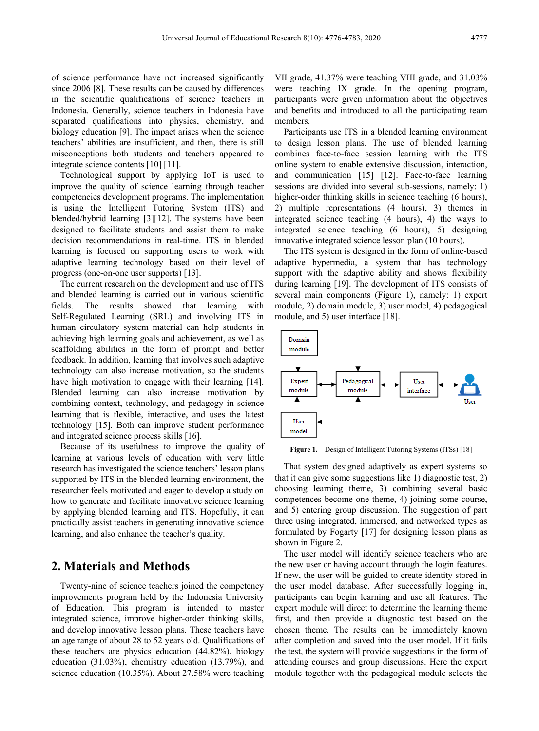of science performance have not increased significantly since 2006 [8]. These results can be caused by differences in the scientific qualifications of science teachers in Indonesia. Generally, science teachers in Indonesia have separated qualifications into physics, chemistry, and biology education [9]. The impact arises when the science teachers' abilities are insufficient, and then, there is still misconceptions both students and teachers appeared to integrate science contents [10] [11].

Technological support by applying IoT is used to improve the quality of science learning through teacher competencies development programs. The implementation is using the Intelligent Tutoring System (ITS) and blended/hybrid learning [3][12]. The systems have been designed to facilitate students and assist them to make decision recommendations in real-time. ITS in blended learning is focused on supporting users to work with adaptive learning technology based on their level of progress (one-on-one user supports) [13].

The current research on the development and use of ITS and blended learning is carried out in various scientific fields. The results showed that learning with Self-Regulated Learning (SRL) and involving ITS in human circulatory system material can help students in achieving high learning goals and achievement, as well as scaffolding abilities in the form of prompt and better feedback. In addition, learning that involves such adaptive technology can also increase motivation, so the students have high motivation to engage with their learning [14]. Blended learning can also increase motivation by combining context, technology, and pedagogy in science learning that is flexible, interactive, and uses the latest technology [15]. Both can improve student performance and integrated science process skills [16].

Because of its usefulness to improve the quality of learning at various levels of education with very little research has investigated the science teachers' lesson plans supported by ITS in the blended learning environment, the researcher feels motivated and eager to develop a study on how to generate and facilitate innovative science learning by applying blended learning and ITS. Hopefully, it can practically assist teachers in generating innovative science learning, and also enhance the teacher's quality.

## 2. Materials and Methods

Twenty-nine of science teachers joined the competency improvements program held by the Indonesia University of Education. This program is intended to master integrated science, improve higher-order thinking skills, and develop innovative lesson plans. These teachers have an age range of about 28 to 52 years old. Qualifications of these teachers are physics education (44.82%), biology education (31.03%), chemistry education (13.79%), and science education (10.35%). About 27.58% were teaching VII grade, 41.37% were teaching VIII grade, and 31.03% were teaching IX grade. In the opening program, participants were given information about the objectives and benefits and introduced to all the participating team members.

Participants use ITS in a blended learning environment to design lesson plans. The use of blended learning combines face-to-face session learning with the ITS online system to enable extensive discussion, interaction, and communication [15] [12]. Face-to-face learning sessions are divided into several sub-sessions, namely: 1) higher-order thinking skills in science teaching (6 hours), 2) multiple representations (4 hours), 3) themes in integrated science teaching (4 hours), 4) the ways to integrated science teaching (6 hours), 5) designing innovative integrated science lesson plan (10 hours).

The ITS system is designed in the form of online-based adaptive hypermedia, a system that has technology support with the adaptive ability and shows flexibility during learning [19]. The development of ITS consists of several main components (Figure 1), namely: 1) expert module, 2) domain module, 3) user model, 4) pedagogical module, and 5) user interface [18].

**Figure 1.** Design of Intelligent Tutoring Systems (ITSs) [18]

That system designed adaptively as expert systems so that it can give some suggestions like 1) diagnostic test, 2) choosing learning theme, 3) combining several basic competences become one theme, 4) joining some course, and 5) entering group discussion. The suggestion of part three using integrated, immersed, and networked types as formulated by Fogarty [17] for designing lesson plans as shown in Figure 2.

The user model will identify science teachers who are the new user or having account through the login features. If new, the user will be guided to create identity stored in the user model database. After successfully logging in, participants can begin learning and use all features. The expert module will direct to determine the learning theme first, and then provide a diagnostic test based on the chosen theme. The results can be immediately known after completion and saved into the user model. If it fails the test, the system will provide suggestions in the form of attending courses and group discussions. Here the expert module together with the pedagogical module selects the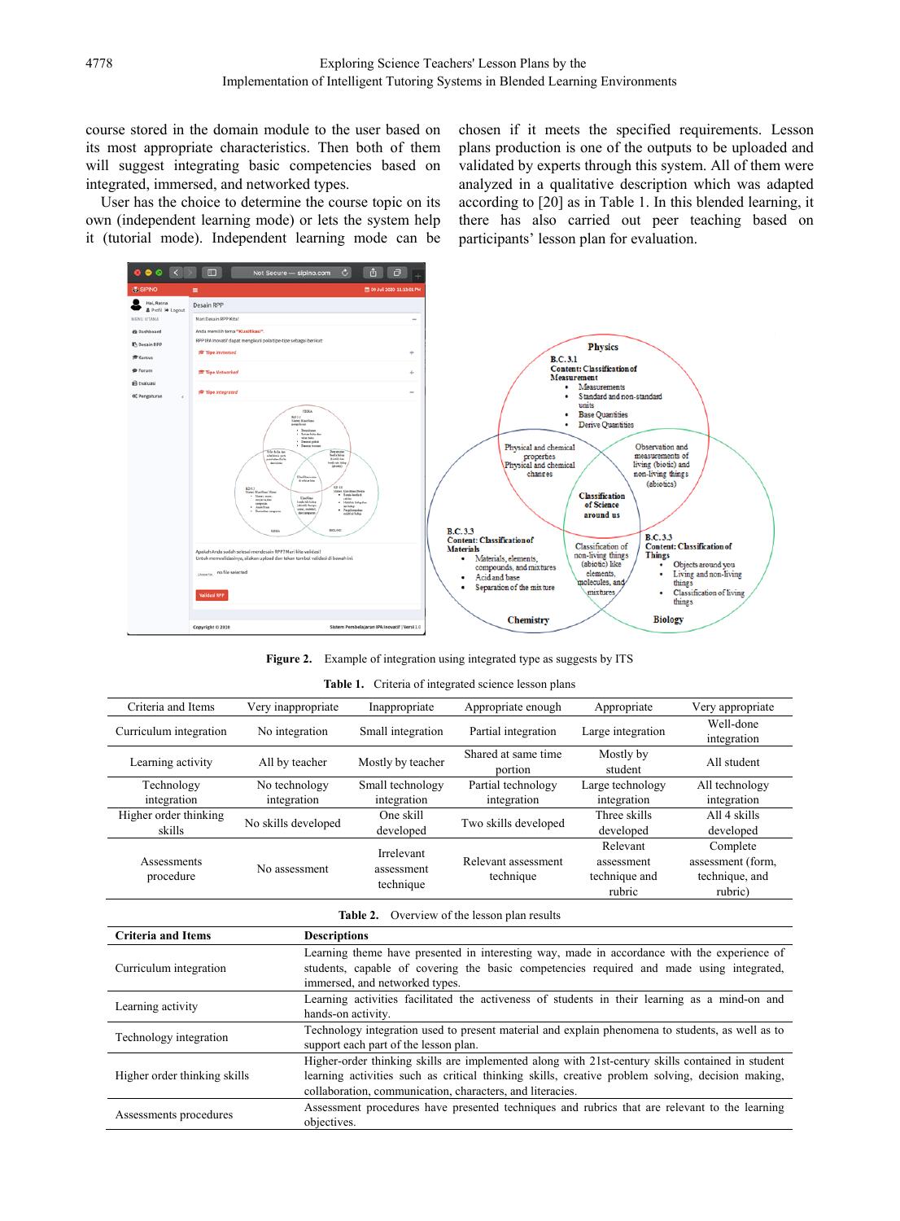course stored in the domain module to the user based on its most appropriate characteristics. Then both of them will suggest integrating basic competencies based on integrated, immersed, and networked types.

User has the choice to determine the course topic on its own (independent learning mode) or lets the system help it (tutorial mode). Independent learning mode can be chosen if it meets the specified requirements. Lesson plans production is one of the outputs to be uploaded and validated by experts through this system. All of them were analyzed in a qualitative description which was adapted according to [20] as in Table 1. In this blended learning, it there has also carried out peer teaching based on participants' lesson plan for evaluation.

**Figure 2.** Example of integration using integrated type as suggests by ITS

**Table 1.** Criteria of integrated science lesson plans

| Criteria and Items | Very inappropriate | Inappropriate | Appropriate enough | Appropriate | Very appropriate |
|---|---|---|---|---|---|
| Curriculum integration | No integration | Small integration | Partial integration | Large integration | Well-done integration |
| Learning activity | All by teacher | Mostly by teacher | Shared at same time portion | Mostly by student | All student |
| Technology integration | No technology integration | Small technology integration | Partial technology integration | Large technology integration | All technology integration |
| Higher order thinking skills | No skills developed | One skill developed | Two skills developed | Three skills developed | All 4 skills developed |
| Assessments procedure | No assessment | Irrelevant assessment technique | Relevant assessment technique | Relevant assessment technique and rubric | Complete assessment (form, technique, and rubric) |

**Table 2.** Overview of the lesson plan results

| Criteria and Items | Descriptions |
|---|---|
| Curriculum integration | Learning theme have presented in interesting way, made in accordance with the experience of students, capable of covering the basic competencies required and made using integrated, immersed, and networked types. |
| Learning activity | Learning activities facilitated the activeness of students in their learning as a mind-on and hands-on activity. |
| Technology integration | Technology integration used to present material and explain phenomena to students, as well as to support each part of the lesson plan. |
| Higher order thinking skills | Higher-order thinking skills are implemented along with 21st-century skills contained in student learning activities such as critical thinking skills, creative problem solving, decision making, collaboration, communication, characters, and literacies. |
| Assessments procedures | Assessment procedures have presented techniques and rubrics that are relevant to the learning objectives. |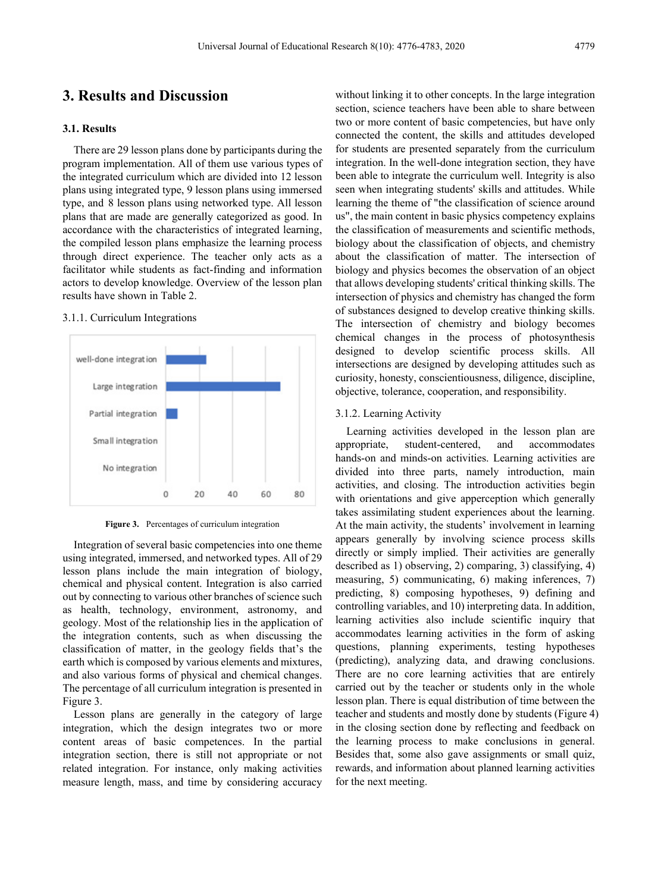## 3. Results and Discussion

### 3.1. Results

There are 29 lesson plans done by participants during the program implementation. All of them use various types of the integrated curriculum which are divided into 12 lesson plans using integrated type, 9 lesson plans using immersed type, and 8 lesson plans using networked type. All lesson plans that are made are generally categorized as good. In accordance with the characteristics of integrated learning, the compiled lesson plans emphasize the learning process through direct experience. The teacher only acts as a facilitator while students as fact-finding and information actors to develop knowledge. Overview of the lesson plan results have shown in Table 2.

3.1.1. Curriculum Integrations

**Figure 3.** Percentages of curriculum integration

Integration of several basic competencies into one theme using integrated, immersed, and networked types. All of 29 lesson plans include the main integration of biology, chemical and physical content. Integration is also carried out by connecting to various other branches of science such as health, technology, environment, astronomy, and geology. Most of the relationship lies in the application of the integration contents, such as when discussing the classification of matter, in the geology fields that's the earth which is composed by various elements and mixtures, and also various forms of physical and chemical changes. The percentage of all curriculum integration is presented in Figure 3.

Lesson plans are generally in the category of large integration, which the design integrates two or more content areas of basic competences. In the partial integration section, there is still not appropriate or not related integration. For instance, only making activities measure length, mass, and time by considering accuracy without linking it to other concepts. In the large integration section, science teachers have been able to share between two or more content of basic competencies, but have only connected the content, the skills and attitudes developed for students are presented separately from the curriculum integration. In the well-done integration section, they have been able to integrate the curriculum well. Integrity is also seen when integrating students' skills and attitudes. While learning the theme of "the classification of science around us", the main content in basic physics competency explains the classification of measurements and scientific methods, biology about the classification of objects, and chemistry about the classification of matter. The intersection of biology and physics becomes the observation of an object that allows developing students' critical thinking skills. The intersection of physics and chemistry has changed the form of substances designed to develop creative thinking skills. The intersection of chemistry and biology becomes chemical changes in the process of photosynthesis designed to develop scientific process skills. All intersections are designed by developing attitudes such as curiosity, honesty, conscientiousness, diligence, discipline, objective, tolerance, cooperation, and responsibility.

3.1.2. Learning Activity

Learning activities developed in the lesson plan are appropriate, student-centered, and accommodates hands-on and minds-on activities. Learning activities are divided into three parts, namely introduction, main activities, and closing. The introduction activities begin with orientations and give apperception which generally takes assimilating student experiences about the learning. At the main activity, the students' involvement in learning appears generally by involving science process skills directly or simply implied. Their activities are generally described as 1) observing, 2) comparing, 3) classifying, 4) measuring, 5) communicating, 6) making inferences, 7) predicting, 8) composing hypotheses, 9) defining and controlling variables, and 10) interpreting data. In addition, learning activities also include scientific inquiry that accommodates learning activities in the form of asking questions, planning experiments, testing hypotheses (predicting), analyzing data, and drawing conclusions. There are no core learning activities that are entirely carried out by the teacher or students only in the whole lesson plan. There is equal distribution of time between the teacher and students and mostly done by students (Figure 4) in the closing section done by reflecting and feedback on the learning process to make conclusions in general. Besides that, some also gave assignments or small quiz, rewards, and information about planned learning activities for the next meeting.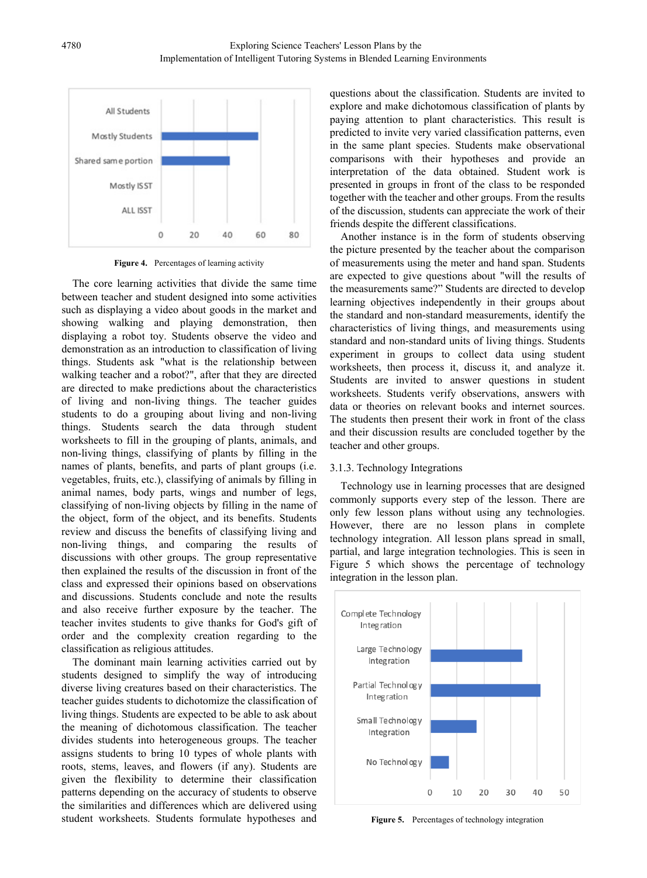Figure 4. Percentages of learning activity

The core learning activities that divide the same time between teacher and student designed into some activities such as displaying a video about goods in the market and showing walking and playing demonstration, then displaying a robot toy. Students observe the video and demonstration as an introduction to classification of living things. Students ask "what is the relationship between walking teacher and a robot?", after that they are directed are directed to make predictions about the characteristics of living and non-living things. The teacher guides students to do a grouping about living and non-living things. Students search the data through student worksheets to fill in the grouping of plants, animals, and non-living things, classifying of plants by filling in the names of plants, benefits, and parts of plant groups (i.e. vegetables, fruits, etc.), classifying of animals by filling in animal names, body parts, wings and number of legs, classifying of non-living objects by filling in the name of the object, form of the object, and its benefits. Students review and discuss the benefits of classifying living and non-living things, and comparing the results of discussions with other groups. The group representative then explained the results of the discussion in front of the class and expressed their opinions based on observations and discussions. Students conclude and note the results and also receive further exposure by the teacher. The teacher invites students to give thanks for God's gift of order and the complexity creation regarding to the classification as religious attitudes.

The dominant main learning activities carried out by students designed to simplify the way of introducing diverse living creatures based on their characteristics. The teacher guides students to dichotomize the classification of living things. Students are expected to be able to ask about the meaning of dichotomous classification. The teacher divides students into heterogeneous groups. The teacher assigns students to bring 10 types of whole plants with roots, stems, leaves, and flowers (if any). Students are given the flexibility to determine their classification patterns depending on the accuracy of students to observe the similarities and differences which are delivered using student worksheets. Students formulate hypotheses and questions about the classification. Students are invited to explore and make dichotomous classification of plants by paying attention to plant characteristics. This result is predicted to invite very varied classification patterns, even in the same plant species. Students make observational comparisons with their hypotheses and provide an interpretation of the data obtained. Student work is presented in groups in front of the class to be responded together with the teacher and other groups. From the results of the discussion, students can appreciate the work of their friends despite the different classifications.

Another instance is in the form of students observing the picture presented by the teacher about the comparison of measurements using the meter and hand span. Students are expected to give questions about "will the results of the measurements same?" Students are directed to develop learning objectives independently in their groups about the standard and non-standard measurements, identify the characteristics of living things, and measurements using standard and non-standard units of living things. Students experiment in groups to collect data using student worksheets, then process it, discuss it, and analyze it. Students are invited to answer questions in student worksheets. Students verify observations, answers with data or theories on relevant books and internet sources. The students then present their work in front of the class and their discussion results are concluded together by the teacher and other groups.

### 3.1.3. Technology Integrations

Technology use in learning processes that are designed commonly supports every step of the lesson. There are only few lesson plans without using any technologies. However, there are no lesson plans in complete technology integration. All lesson plans spread in small, partial, and large integration technologies. This is seen in Figure 5 which shows the percentage of technology integration in the lesson plan.

Figure 5. Percentages of technology integration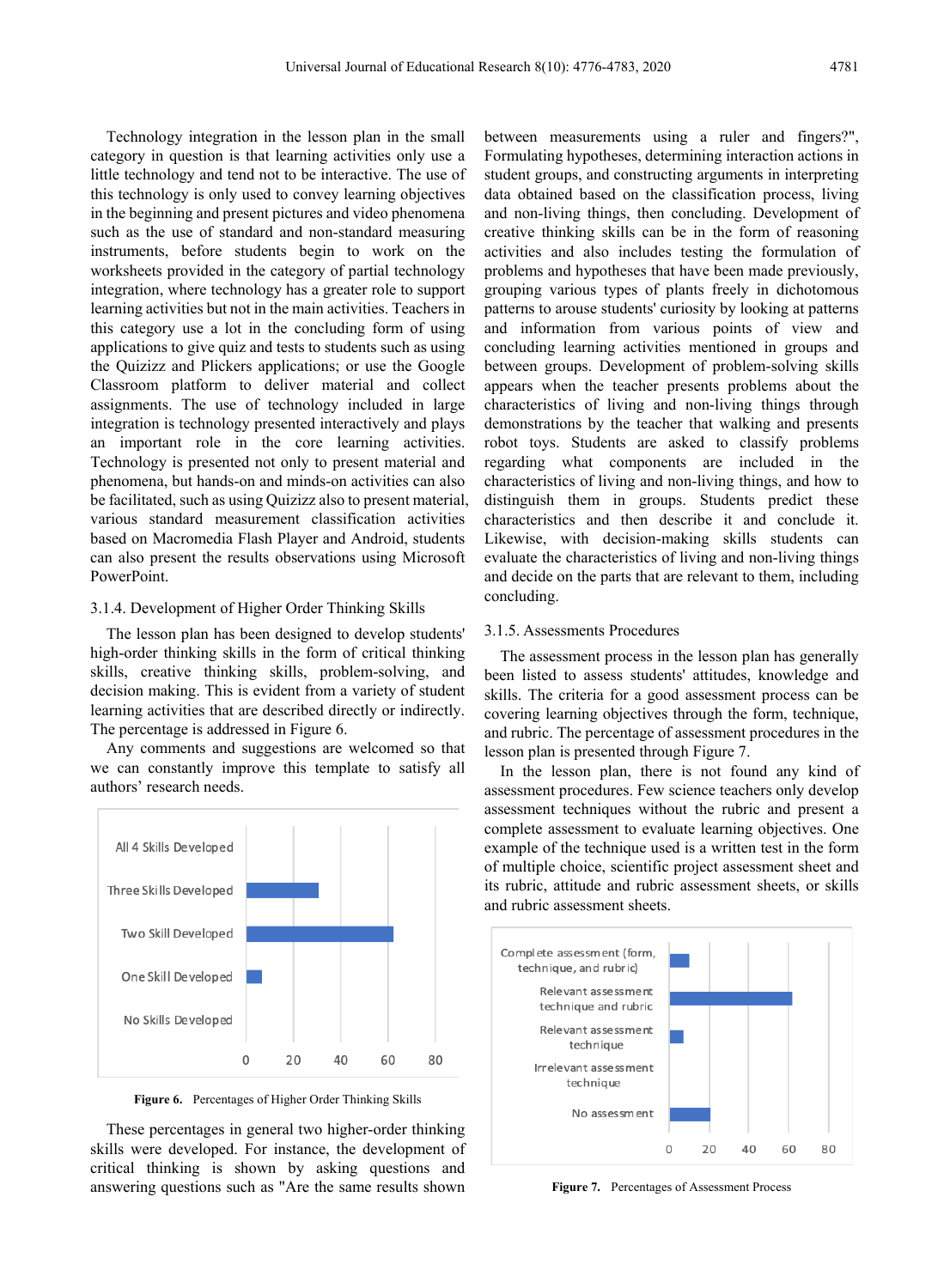Technology integration in the lesson plan in the small category in question is that learning activities only use a little technology and tend not to be interactive. The use of this technology is only used to convey learning objectives in the beginning and present pictures and video phenomena such as the use of standard and non-standard measuring instruments, before students begin to work on the worksheets provided in the category of partial technology integration, where technology has a greater role to support learning activities but not in the main activities. Teachers in this category use a lot in the concluding form of using applications to give quiz and tests to students such as using the Quizizz and Plickers applications; or use the Google Classroom platform to deliver material and collect assignments. The use of technology included in large integration is technology presented interactively and plays an important role in the core learning activities. Technology is presented not only to present material and phenomena, but hands-on and minds-on activities can also be facilitated, such as using Quizizz also to present material, various standard measurement classification activities based on Macromedia Flash Player and Android, students can also present the results observations using Microsoft PowerPoint.

### 3.1.4. Development of Higher Order Thinking Skills

The lesson plan has been designed to develop students' high-order thinking skills in the form of critical thinking skills, creative thinking skills, problem-solving, and decision making. This is evident from a variety of student learning activities that are described directly or indirectly. The percentage is addressed in Figure 6.

Any comments and suggestions are welcomed so that we can constantly improve this template to satisfy all authors' research needs.

**Figure 6.** Percentages of Higher Order Thinking Skills

These percentages in general two higher-order thinking skills were developed. For instance, the development of critical thinking is shown by asking questions and answering questions such as "Are the same results shown between measurements using a ruler and fingers?", Formulating hypotheses, determining interaction actions in student groups, and constructing arguments in interpreting data obtained based on the classification process, living and non-living things, then concluding. Development of creative thinking skills can be in the form of reasoning activities and also includes testing the formulation of problems and hypotheses that have been made previously, grouping various types of plants freely in dichotomous patterns to arouse students' curiosity by looking at patterns and information from various points of view and concluding learning activities mentioned in groups and between groups. Development of problem-solving skills appears when the teacher presents problems about the characteristics of living and non-living things through demonstrations by the teacher that walking and presents robot toys. Students are asked to classify problems regarding what components are included in the characteristics of living and non-living things, and how to distinguish them in groups. Students predict these characteristics and then describe it and conclude it. Likewise, with decision-making skills students can evaluate the characteristics of living and non-living things and decide on the parts that are relevant to them, including concluding.

### 3.1.5. Assessments Procedures

The assessment process in the lesson plan has generally been listed to assess students' attitudes, knowledge and skills. The criteria for a good assessment process can be covering learning objectives through the form, technique, and rubric. The percentage of assessment procedures in the lesson plan is presented through Figure 7.

In the lesson plan, there is not found any kind of assessment procedures. Few science teachers only develop assessment techniques without the rubric and present a complete assessment to evaluate learning objectives. One example of the technique used is a written test in the form of multiple choice, scientific project assessment sheet and its rubric, attitude and rubric assessment sheets, or skills and rubric assessment sheets.

**Figure 7.** Percentages of Assessment Process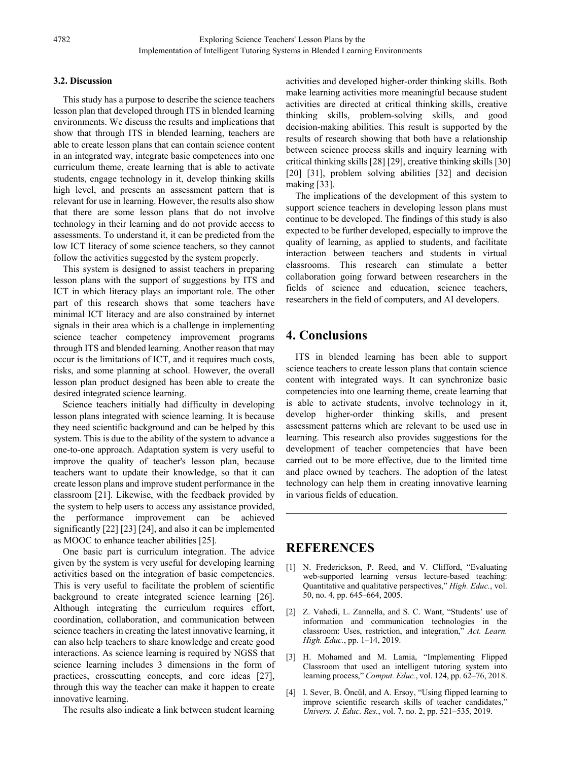### 3.2. Discussion

This study has a purpose to describe the science teachers lesson plan that developed through ITS in blended learning environments. We discuss the results and implications that show that through ITS in blended learning, teachers are able to create lesson plans that can contain science content in an integrated way, integrate basic competences into one curriculum theme, create learning that is able to activate students, engage technology in it, develop thinking skills high level, and presents an assessment pattern that is relevant for use in learning. However, the results also show that there are some lesson plans that do not involve technology in their learning and do not provide access to assessments. To understand it, it can be predicted from the low ICT literacy of some science teachers, so they cannot follow the activities suggested by the system properly.

This system is designed to assist teachers in preparing lesson plans with the support of suggestions by ITS and ICT in which literacy plays an important role. The other part of this research shows that some teachers have minimal ICT literacy and are also constrained by internet signals in their area which is a challenge in implementing science teacher competency improvement programs through ITS and blended learning. Another reason that may occur is the limitations of ICT, and it requires much costs, risks, and some planning at school. However, the overall lesson plan product designed has been able to create the desired integrated science learning.

Science teachers initially had difficulty in developing lesson plans integrated with science learning. It is because they need scientific background and can be helped by this system. This is due to the ability of the system to advance a one-to-one approach. Adaptation system is very useful to improve the quality of teacher's lesson plan, because teachers want to update their knowledge, so that it can create lesson plans and improve student performance in the classroom [21]. Likewise, with the feedback provided by the system to help users to access any assistance provided, the performance improvement can be achieved significantly [22] [23] [24], and also it can be implemented as MOOC to enhance teacher abilities [25].

One basic part is curriculum integration. The advice given by the system is very useful for developing learning activities based on the integration of basic competencies. This is very useful to facilitate the problem of scientific background to create integrated science learning [26]. Although integrating the curriculum requires effort, coordination, collaboration, and communication between science teachers in creating the latest innovative learning, it can also help teachers to share knowledge and create good interactions. As science learning is required by NGSS that science learning includes 3 dimensions in the form of practices, crosscutting concepts, and core ideas [27], through this way the teacher can make it happen to create innovative learning.

The results also indicate a link between student learning activities and developed higher-order thinking skills. Both make learning activities more meaningful because student activities are directed at critical thinking skills, creative thinking skills, problem-solving skills, and good decision-making abilities. This result is supported by the results of research showing that both have a relationship between science process skills and inquiry learning with critical thinking skills [28] [29], creative thinking skills [30] [20] [31], problem solving abilities [32] and decision making [33].

The implications of the development of this system to support science teachers in developing lesson plans must continue to be developed. The findings of this study is also expected to be further developed, especially to improve the quality of learning, as applied to students, and facilitate interaction between teachers and students in virtual classrooms. This research can stimulate a better collaboration going forward between researchers in the fields of science and education, science teachers, researchers in the field of computers, and AI developers.

# 4. Conclusions

ITS in blended learning has been able to support science teachers to create lesson plans that contain science content with integrated ways. It can synchronize basic competencies into one learning theme, create learning that is able to activate students, involve technology in it, develop higher-order thinking skills, and present assessment patterns which are relevant to be used use in learning. This research also provides suggestions for the development of teacher competencies that have been carried out to be more effective, due to the limited time and place owned by teachers. The adoption of the latest technology can help them in creating innovative learning in various fields of education.

# REFERENCES

[1] N. Frederickson, P. Reed, and V. Clifford, "Evaluating web-supported learning versus lecture-based teaching: Quantitative and qualitative perspectives," *High. Educ.*, vol. 50, no. 4, pp. 645–664, 2005.

[2] Z. Vahedi, L. Zannella, and S. C. Want, "Students' use of information and communication technologies in the classroom: Uses, restriction, and integration," *Act. Learn. High. Educ.*, pp. 1–14, 2019.

[3] H. Mohamed and M. Lamia, "Implementing Flipped Classroom that used an intelligent tutoring system into learning process," *Comput. Educ.*, vol. 124, pp. 62–76, 2018.

[4] I. Sever, B. Öncül, and A. Ersoy, "Using flipped learning to improve scientific research skills of teacher candidates," *Univers. J. Educ. Res.*, vol. 7, no. 2, pp. 521–535, 2019.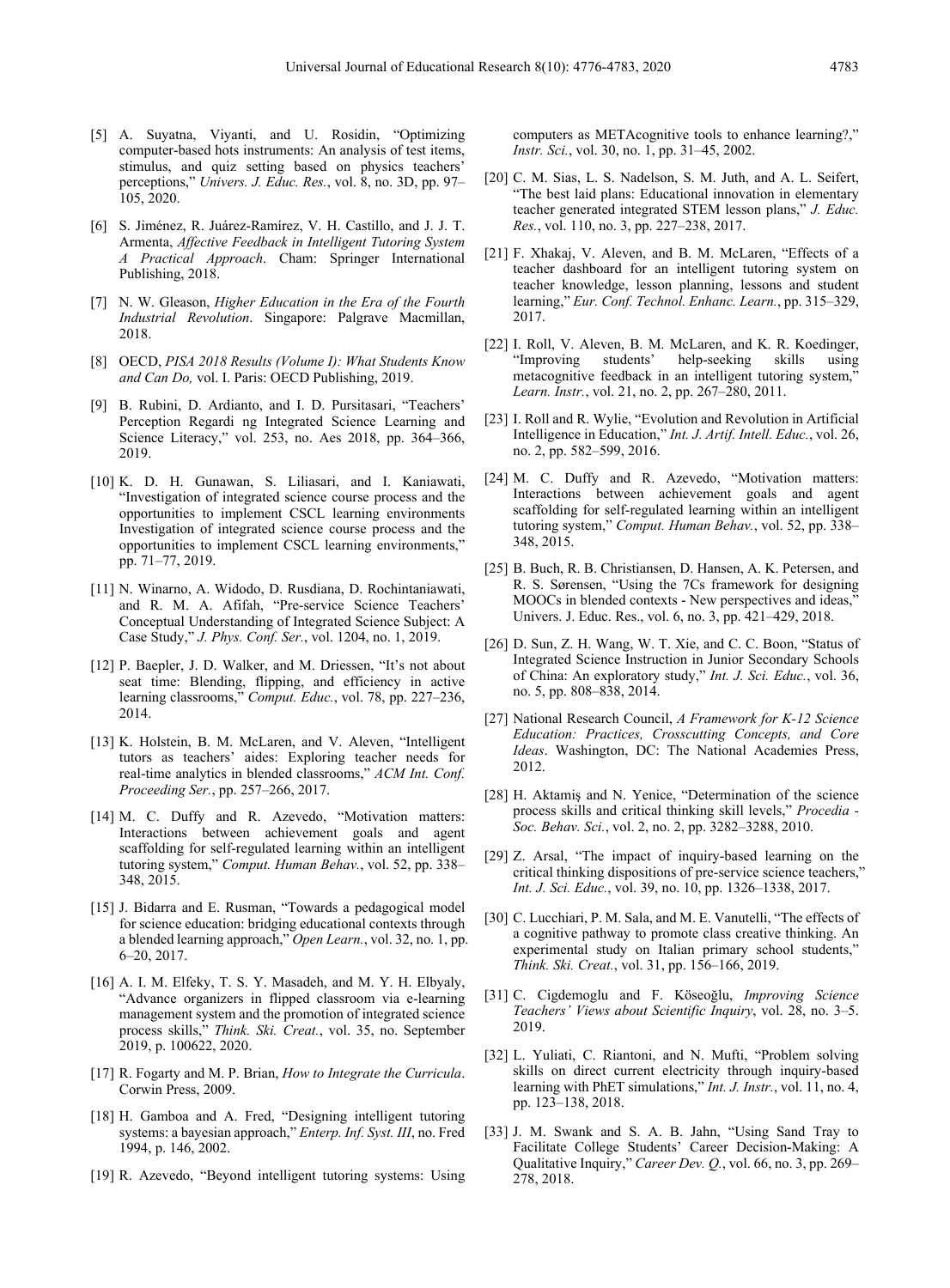[5] A. Suyatna, Viyanti, and U. Rosidin, "Optimizing computer-based hots instruments: An analysis of test items, stimulus, and quiz setting based on physics teachers' perceptions," *Univers. J. Educ. Res.*, vol. 8, no. 3D, pp. 97–105, 2020.

[6] S. Jiménez, R. Juárez-Ramírez, V. H. Castillo, and J. J. T. Armenta, *Affective Feedback in Intelligent Tutoring System A Practical Approach*. Cham: Springer International Publishing, 2018.

[7] N. W. Gleason, *Higher Education in the Era of the Fourth Industrial Revolution*. Singapore: Palgrave Macmillan, 2018.

[8] OECD, *PISA 2018 Results (Volume I): What Students Know and Can Do,* vol. I. Paris: OECD Publishing, 2019.

[9] B. Rubini, D. Ardianto, and I. D. Pursitasari, "Teachers' Perception Regardi ng Integrated Science Learning and Science Literacy," vol. 253, no. Aes 2018, pp. 364–366, 2019.

[10] K. D. H. Gunawan, S. Liliasari, and I. Kaniawati, "Investigation of integrated science course process and the opportunities to implement CSCL learning environments Investigation of integrated science course process and the opportunities to implement CSCL learning environments," pp. 71–77, 2019.

[11] N. Winarno, A. Widodo, D. Rusdiana, D. Rochintaniawati, and R. M. A. Afifah, "Pre-service Science Teachers' Conceptual Understanding of Integrated Science Subject: A Case Study," *J. Phys. Conf. Ser.*, vol. 1204, no. 1, 2019.

[12] P. Baepler, J. D. Walker, and M. Driessen, "It's not about seat time: Blending, flipping, and efficiency in active learning classrooms," *Comput. Educ.*, vol. 78, pp. 227–236, 2014.

[13] K. Holstein, B. M. McLaren, and V. Aleven, "Intelligent tutors as teachers' aides: Exploring teacher needs for real-time analytics in blended classrooms," *ACM Int. Conf. Proceeding Ser.*, pp. 257–266, 2017.

[14] M. C. Duffy and R. Azevedo, "Motivation matters: Interactions between achievement goals and agent scaffolding for self-regulated learning within an intelligent tutoring system," *Comput. Human Behav.*, vol. 52, pp. 338–348, 2015.

[15] J. Bidarra and E. Rusman, "Towards a pedagogical model for science education: bridging educational contexts through a blended learning approach," *Open Learn.*, vol. 32, no. 1, pp. 6–20, 2017.

[16] A. I. M. Elfeky, T. S. Y. Masadeh, and M. Y. H. Elbyaly, "Advance organizers in flipped classroom via e-learning management system and the promotion of integrated science process skills," *Think. Ski. Creat.*, vol. 35, no. September 2019, p. 100622, 2020.

[17] R. Fogarty and M. P. Brian, *How to Integrate the Curricula*. Corwin Press, 2009.

[18] H. Gamboa and A. Fred, "Designing intelligent tutoring systems: a bayesian approach," *Enterp. Inf. Syst. III*, no. Fred 1994, p. 146, 2002.

[19] R. Azevedo, "Beyond intelligent tutoring systems: Using computers as METAcognitive tools to enhance learning?," *Instr. Sci.*, vol. 30, no. 1, pp. 31–45, 2002.

[20] C. M. Sias, L. S. Nadelson, S. M. Juth, and A. L. Seifert, "The best laid plans: Educational innovation in elementary teacher generated integrated STEM lesson plans," *J. Educ. Res.*, vol. 110, no. 3, pp. 227–238, 2017.

[21] F. Xhakaj, V. Aleven, and B. M. McLaren, "Effects of a teacher dashboard for an intelligent tutoring system on teacher knowledge, lesson planning, lessons and student learning," *Eur. Conf. Technol. Enhanc. Learn.*, pp. 315–329, 2017.

[22] I. Roll, V. Aleven, B. M. McLaren, and K. R. Koedinger, "Improving students' help-seeking skills using metacognitive feedback in an intelligent tutoring system," *Learn. Instr.*, vol. 21, no. 2, pp. 267–280, 2011.

[23] I. Roll and R. Wylie, "Evolution and Revolution in Artificial Intelligence in Education," *Int. J. Artif. Intell. Educ.*, vol. 26, no. 2, pp. 582–599, 2016.

[24] M. C. Duffy and R. Azevedo, "Motivation matters: Interactions between achievement goals and agent scaffolding for self-regulated learning within an intelligent tutoring system," *Comput. Human Behav.*, vol. 52, pp. 338–348, 2015.

[25] B. Buch, R. B. Christiansen, D. Hansen, A. K. Petersen, and R. S. Sørensen, "Using the 7Cs framework for designing MOOCs in blended contexts - New perspectives and ideas," Univers. J. Educ. Res., vol. 6, no. 3, pp. 421–429, 2018.

[26] D. Sun, Z. H. Wang, W. T. Xie, and C. C. Boon, "Status of Integrated Science Instruction in Junior Secondary Schools of China: An exploratory study," *Int. J. Sci. Educ.*, vol. 36, no. 5, pp. 808–838, 2014.

[27] National Research Council, *A Framework for K-12 Science Education: Practices, Crosscutting Concepts, and Core Ideas*. Washington, DC: The National Academies Press, 2012.

[28] H. Aktamiş and N. Yenice, "Determination of the science process skills and critical thinking skill levels," *Procedia - Soc. Behav. Sci.*, vol. 2, no. 2, pp. 3282–3288, 2010.

[29] Z. Arsal, "The impact of inquiry-based learning on the critical thinking dispositions of pre-service science teachers," *Int. J. Sci. Educ.*, vol. 39, no. 10, pp. 1326–1338, 2017.

[30] C. Lucchiari, P. M. Sala, and M. E. Vanutelli, "The effects of a cognitive pathway to promote class creative thinking. An experimental study on Italian primary school students," *Think. Ski. Creat.*, vol. 31, pp. 156–166, 2019.

[31] C. Cigdemoglu and F. Köseoğlu, *Improving Science Teachers' Views about Scientific Inquiry*, vol. 28, no. 3–5. 2019.

[32] L. Yuliati, C. Riantoni, and N. Mufti, "Problem solving skills on direct current electricity through inquiry-based learning with PhET simulations," *Int. J. Instr.*, vol. 11, no. 4, pp. 123–138, 2018.

[33] J. M. Swank and S. A. B. Jahn, "Using Sand Tray to Facilitate College Students' Career Decision-Making: A Qualitative Inquiry," *Career Dev. Q.*, vol. 66, no. 3, pp. 269–278, 2018.